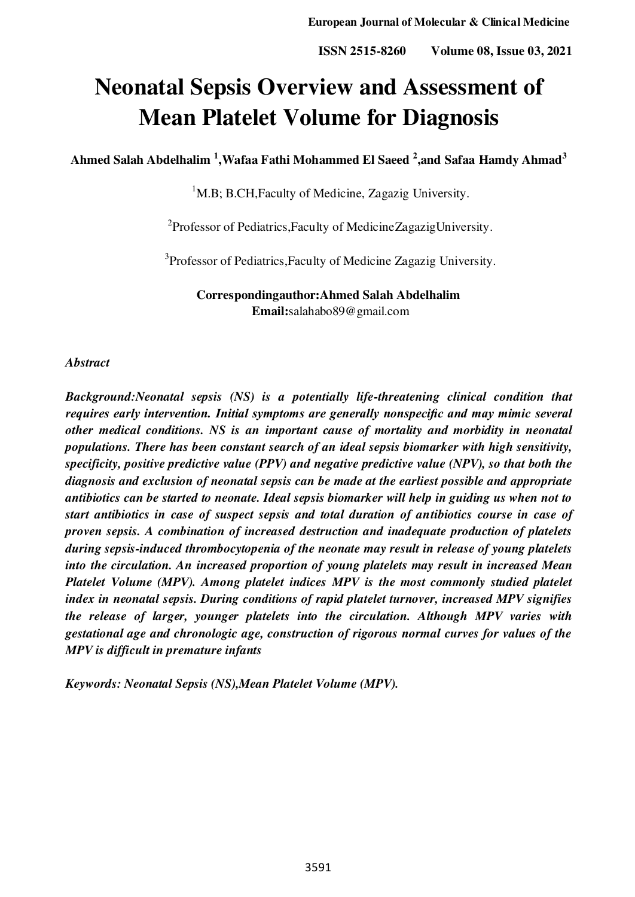# Neonatal Sepsis Overview and Assessment of Mean Platelet Volume for Diagnosis

**Ahmed Salah Abdelhalim [1],Wafaa Fathi Mohammed El Saeed [2],and Safaa Hamdy Ahmad[3]**

[1]M.B; B.CH,Faculty of Medicine, Zagazig University.

[2]Professor of Pediatrics,Faculty of MedicineZagazigUniversity.

[3]Professor of Pediatrics,Faculty of Medicine Zagazig University.

**Correspondingauthor:Ahmed Salah Abdelhalim**
**Email:**salahabo89@gmail.com

*Abstract*

***Background:Neonatal sepsis (NS) is a potentially life-threatening clinical condition that requires early intervention. Initial symptoms are generally nonspecific and may mimic several other medical conditions. NS is an important cause of mortality and morbidity in neonatal populations. There has been constant search of an ideal sepsis biomarker with high sensitivity, specificity, positive predictive value (PPV) and negative predictive value (NPV), so that both the diagnosis and exclusion of neonatal sepsis can be made at the earliest possible and appropriate antibiotics can be started to neonate. Ideal sepsis biomarker will help in guiding us when not to start antibiotics in case of suspect sepsis and total duration of antibiotics course in case of proven sepsis. A combination of increased destruction and inadequate production of platelets during sepsis-induced thrombocytopenia of the neonate may result in release of young platelets into the circulation. An increased proportion of young platelets may result in increased Mean Platelet Volume (MPV). Among platelet indices MPV is the most commonly studied platelet index in neonatal sepsis. During conditions of rapid platelet turnover, increased MPV signifies the release of larger, younger platelets into the circulation. Although MPV varies with gestational age and chronologic age, construction of rigorous normal curves for values of the MPV is difficult in premature infants***

***Keywords: Neonatal Sepsis (NS),Mean Platelet Volume (MPV).***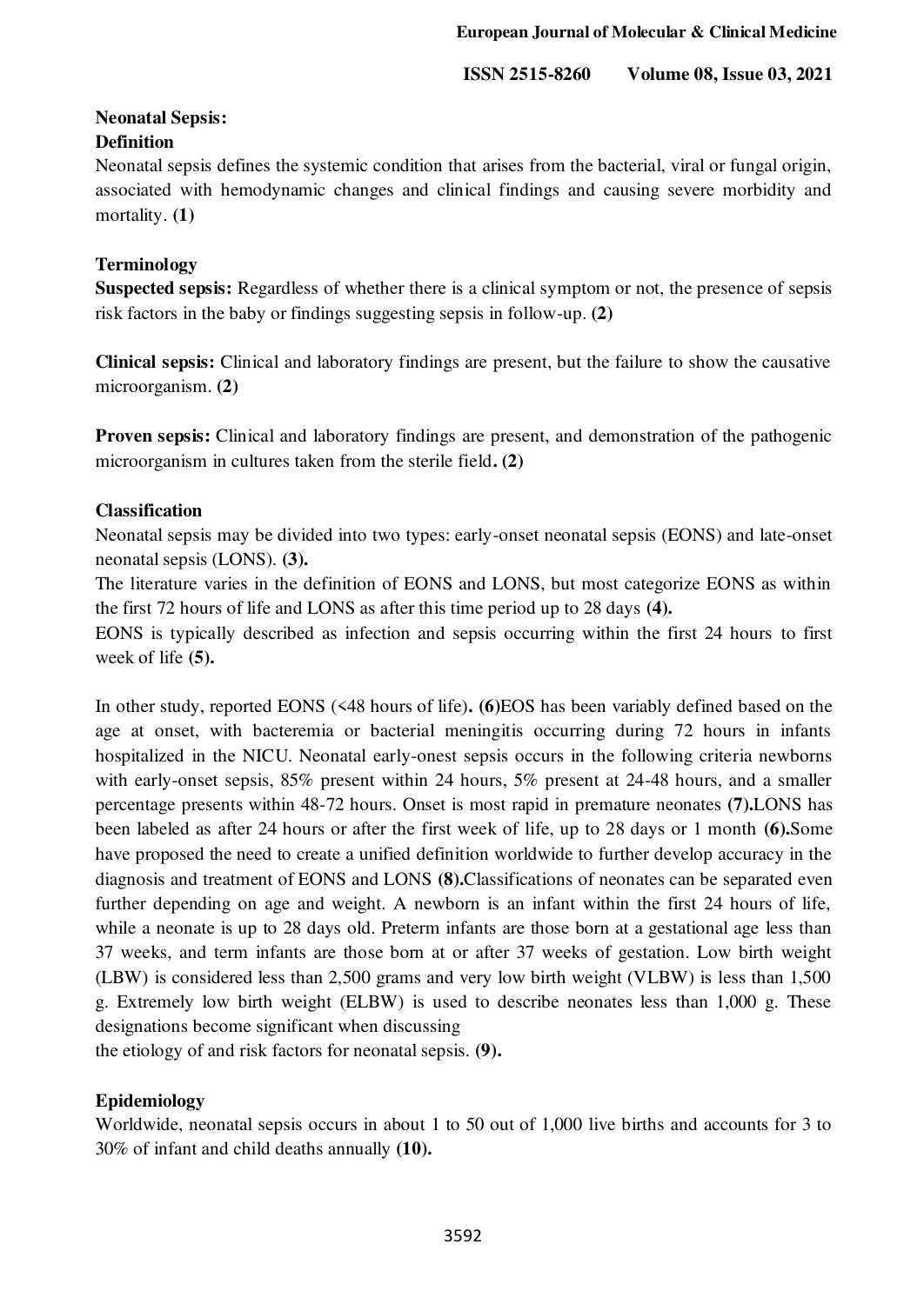## Neonatal Sepsis:

### Definition

Neonatal sepsis defines the systemic condition that arises from the bacterial, viral or fungal origin, associated with hemodynamic changes and clinical findings and causing severe morbidity and mortality. **(1)**

### Terminology

**Suspected sepsis:** Regardless of whether there is a clinical symptom or not, the presence of sepsis risk factors in the baby or findings suggesting sepsis in follow-up. **(2)**

**Clinical sepsis:** Clinical and laboratory findings are present, but the failure to show the causative microorganism. **(2)**

**Proven sepsis:** Clinical and laboratory findings are present, and demonstration of the pathogenic microorganism in cultures taken from the sterile field**. (2)**

### Classification

Neonatal sepsis may be divided into two types: early-onset neonatal sepsis (EONS) and late-onset neonatal sepsis (LONS). **(3).**

The literature varies in the definition of EONS and LONS, but most categorize EONS as within the first 72 hours of life and LONS as after this time period up to 28 days **(4).**

EONS is typically described as infection and sepsis occurring within the first 24 hours to first week of life **(5).**

In other study, reported EONS (<48 hours of life)**. (6)**EOS has been variably defined based on the age at onset, with bacteremia or bacterial meningitis occurring during 72 hours in infants hospitalized in the NICU. Neonatal early-onest sepsis occurs in the following criteria newborns with early-onset sepsis, 85% present within 24 hours, 5% present at 24-48 hours, and a smaller percentage presents within 48-72 hours. Onset is most rapid in premature neonates **(7).**LONS has been labeled as after 24 hours or after the first week of life, up to 28 days or 1 month **(6).**Some have proposed the need to create a unified definition worldwide to further develop accuracy in the diagnosis and treatment of EONS and LONS **(8).**Classifications of neonates can be separated even further depending on age and weight. A newborn is an infant within the first 24 hours of life, while a neonate is up to 28 days old. Preterm infants are those born at a gestational age less than 37 weeks, and term infants are those born at or after 37 weeks of gestation. Low birth weight (LBW) is considered less than 2,500 grams and very low birth weight (VLBW) is less than 1,500 g. Extremely low birth weight (ELBW) is used to describe neonates less than 1,000 g. These designations become significant when discussing the etiology of and risk factors for neonatal sepsis. **(9).**

### Epidemiology

Worldwide, neonatal sepsis occurs in about 1 to 50 out of 1,000 live births and accounts for 3 to 30% of infant and child deaths annually **(10).**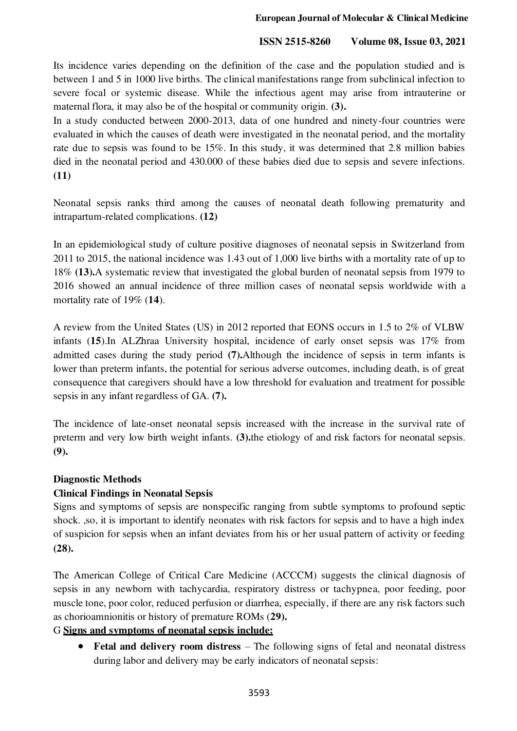Its incidence varies depending on the definition of the case and the population studied and is between 1 and 5 in 1000 live births. The clinical manifestations range from subclinical infection to severe focal or systemic disease. While the infectious agent may arise from intrauterine or maternal flora, it may also be of the hospital or community origin. **(3).**

In a study conducted between 2000-2013, data of one hundred and ninety-four countries were evaluated in which the causes of death were investigated in the neonatal period, and the mortality rate due to sepsis was found to be 15%. In this study, it was determined that 2.8 million babies died in the neonatal period and 430.000 of these babies died due to sepsis and severe infections. **(11)**

Neonatal sepsis ranks third among the causes of neonatal death following prematurity and intrapartum-related complications. **(12)**

In an epidemiological study of culture positive diagnoses of neonatal sepsis in Switzerland from 2011 to 2015, the national incidence was 1.43 out of 1,000 live births with a mortality rate of up to 18% **(13).**A systematic review that investigated the global burden of neonatal sepsis from 1979 to 2016 showed an annual incidence of three million cases of neonatal sepsis worldwide with a mortality rate of 19% (**14**).

A review from the United States (US) in 2012 reported that EONS occurs in 1.5 to 2% of VLBW infants (**15**).In ALZhraa University hospital, incidence of early onset sepsis was 17% from admitted cases during the study period **(7).**Although the incidence of sepsis in term infants is lower than preterm infants, the potential for serious adverse outcomes, including death, is of great consequence that caregivers should have a low threshold for evaluation and treatment for possible sepsis in any infant regardless of GA. **(7).**

The incidence of late-onset neonatal sepsis increased with the increase in the survival rate of preterm and very low birth weight infants. **(3).**the etiology of and risk factors for neonatal sepsis. **(9).**

## Diagnostic Methods

### Clinical Findings in Neonatal Sepsis

Signs and symptoms of sepsis are nonspecific ranging from subtle symptoms to profound septic shock. ,so, it is important to identify neonates with risk factors for sepsis and to have a high index of suspicion for sepsis when an infant deviates from his or her usual pattern of activity or feeding **(28).**

The American College of Critical Care Medicine (ACCCM) suggests the clinical diagnosis of sepsis in any newborn with tachycardia, respiratory distress or tachypnea, poor feeding, poor muscle tone, poor color, reduced perfusion or diarrhea, especially, if there are any risk factors such as chorioamnionitis or history of premature ROMs (**29**).

G **Signs and symptoms of neonatal sepsis include:**

- **Fetal and delivery room distress** – The following signs of fetal and neonatal distress during labor and delivery may be early indicators of neonatal sepsis: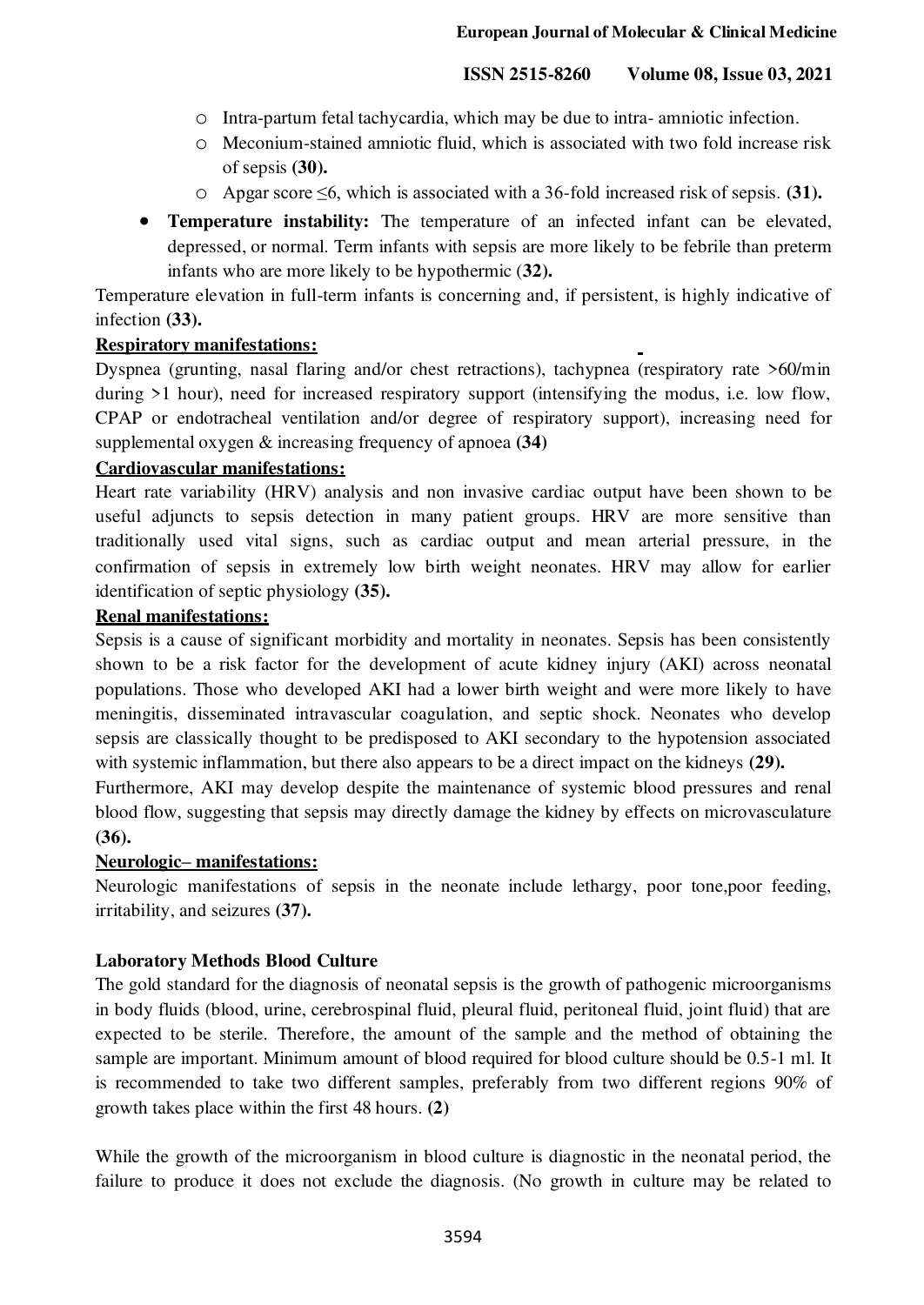- Intra-partum fetal tachycardia, which may be due to intra- amniotic infection.
  - Meconium-stained amniotic fluid, which is associated with two fold increase risk of sepsis **(30).**
  - Apgar score ≤6, which is associated with a 36-fold increased risk of sepsis. **(31).**

- **Temperature instability:** The temperature of an infected infant can be elevated, depressed, or normal. Term infants with sepsis are more likely to be febrile than preterm infants who are more likely to be hypothermic (**32).**

Temperature elevation in full-term infants is concerning and, if persistent, is highly indicative of infection **(33).**

**Respiratory manifestations:**

Dyspnea (grunting, nasal flaring and/or chest retractions), tachypnea (respiratory rate >60/min during >1 hour), need for increased respiratory support (intensifying the modus, i.e. low flow, CPAP or endotracheal ventilation and/or degree of respiratory support), increasing need for supplemental oxygen & increasing frequency of apnoea **(34)**

**Cardiovascular manifestations:**

Heart rate variability (HRV) analysis and non invasive cardiac output have been shown to be useful adjuncts to sepsis detection in many patient groups. HRV are more sensitive than traditionally used vital signs, such as cardiac output and mean arterial pressure, in the confirmation of sepsis in extremely low birth weight neonates. HRV may allow for earlier identification of septic physiology **(35).**

**Renal manifestations:**

Sepsis is a cause of significant morbidity and mortality in neonates. Sepsis has been consistently shown to be a risk factor for the development of acute kidney injury (AKI) across neonatal populations. Those who developed AKI had a lower birth weight and were more likely to have meningitis, disseminated intravascular coagulation, and septic shock. Neonates who develop sepsis are classically thought to be predisposed to AKI secondary to the hypotension associated with systemic inflammation, but there also appears to be a direct impact on the kidneys **(29).**

Furthermore, AKI may develop despite the maintenance of systemic blood pressures and renal blood flow, suggesting that sepsis may directly damage the kidney by effects on microvasculature **(36).**

**Neurologic– manifestations:**

Neurologic manifestations of sepsis in the neonate include lethargy, poor tone,poor feeding, irritability, and seizures **(37).**

**Laboratory Methods Blood Culture**

The gold standard for the diagnosis of neonatal sepsis is the growth of pathogenic microorganisms in body fluids (blood, urine, cerebrospinal fluid, pleural fluid, peritoneal fluid, joint fluid) that are expected to be sterile. Therefore, the amount of the sample and the method of obtaining the sample are important. Minimum amount of blood required for blood culture should be 0.5-1 ml. It is recommended to take two different samples, preferably from two different regions 90% of growth takes place within the first 48 hours. **(2)**

While the growth of the microorganism in blood culture is diagnostic in the neonatal period, the failure to produce it does not exclude the diagnosis. (No growth in culture may be related to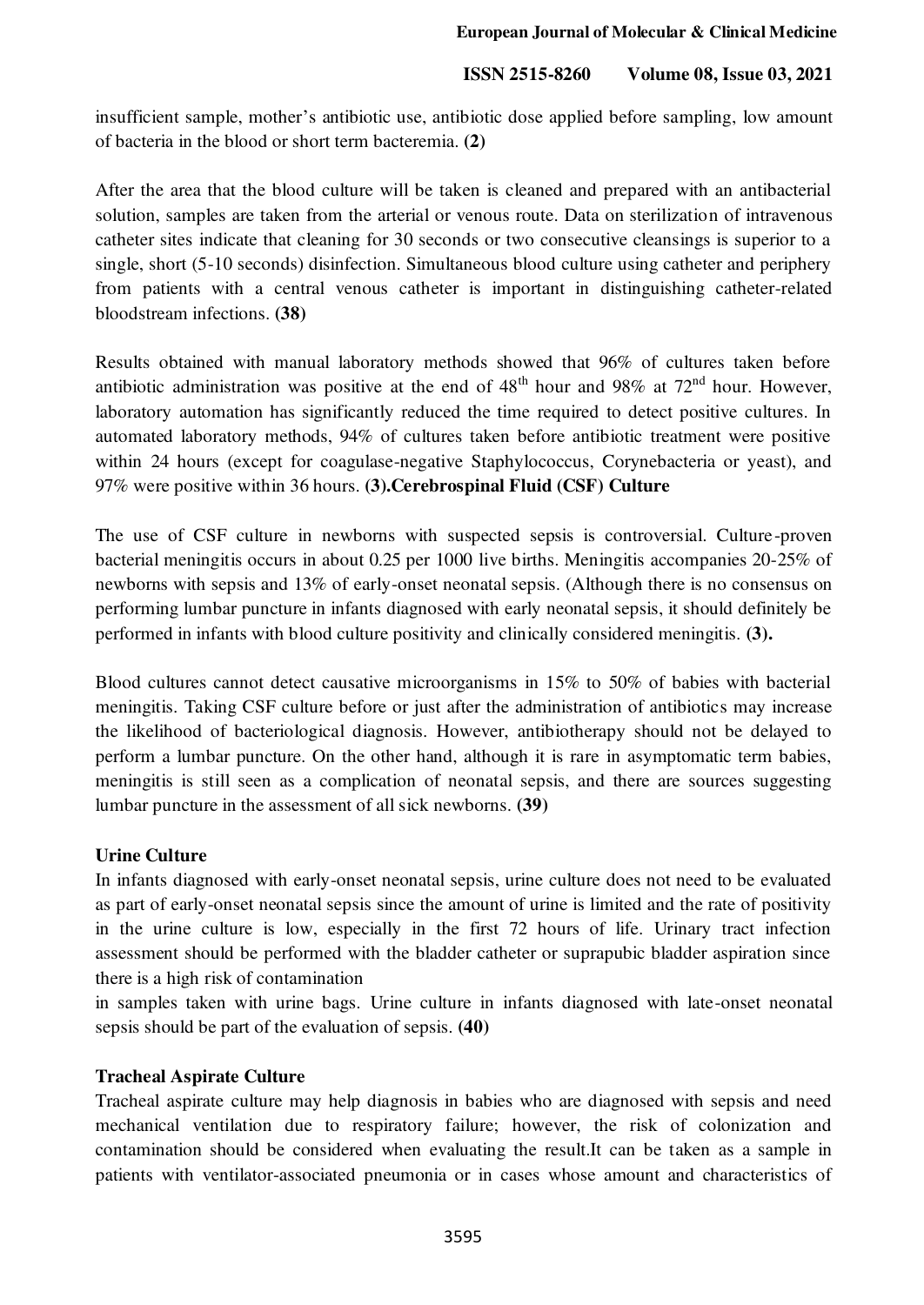insufficient sample, mother's antibiotic use, antibiotic dose applied before sampling, low amount of bacteria in the blood or short term bacteremia. **(2)**

After the area that the blood culture will be taken is cleaned and prepared with an antibacterial solution, samples are taken from the arterial or venous route. Data on sterilization of intravenous catheter sites indicate that cleaning for 30 seconds or two consecutive cleansings is superior to a single, short (5-10 seconds) disinfection. Simultaneous blood culture using catheter and periphery from patients with a central venous catheter is important in distinguishing catheter-related bloodstream infections. **(38)**

Results obtained with manual laboratory methods showed that 96% of cultures taken before antibiotic administration was positive at the end of 48$^{th}$ hour and 98% at 72$^{nd}$ hour. However, laboratory automation has significantly reduced the time required to detect positive cultures. In automated laboratory methods, 94% of cultures taken before antibiotic treatment were positive within 24 hours (except for coagulase-negative Staphylococcus, Corynebacteria or yeast), and 97% were positive within 36 hours. **(3).Cerebrospinal Fluid (CSF) Culture**

The use of CSF culture in newborns with suspected sepsis is controversial. Culture-proven bacterial meningitis occurs in about 0.25 per 1000 live births. Meningitis accompanies 20-25% of newborns with sepsis and 13% of early-onset neonatal sepsis. (Although there is no consensus on performing lumbar puncture in infants diagnosed with early neonatal sepsis, it should definitely be performed in infants with blood culture positivity and clinically considered meningitis. **(3).**

Blood cultures cannot detect causative microorganisms in 15% to 50% of babies with bacterial meningitis. Taking CSF culture before or just after the administration of antibiotics may increase the likelihood of bacteriological diagnosis. However, antibiotherapy should not be delayed to perform a lumbar puncture. On the other hand, although it is rare in asymptomatic term babies, meningitis is still seen as a complication of neonatal sepsis, and there are sources suggesting lumbar puncture in the assessment of all sick newborns. **(39)**

**Urine Culture**

In infants diagnosed with early-onset neonatal sepsis, urine culture does not need to be evaluated as part of early-onset neonatal sepsis since the amount of urine is limited and the rate of positivity in the urine culture is low, especially in the first 72 hours of life. Urinary tract infection assessment should be performed with the bladder catheter or suprapubic bladder aspiration since there is a high risk of contamination in samples taken with urine bags. Urine culture in infants diagnosed with late-onset neonatal sepsis should be part of the evaluation of sepsis. **(40)**

**Tracheal Aspirate Culture**

Tracheal aspirate culture may help diagnosis in babies who are diagnosed with sepsis and need mechanical ventilation due to respiratory failure; however, the risk of colonization and contamination should be considered when evaluating the result.It can be taken as a sample in patients with ventilator-associated pneumonia or in cases whose amount and characteristics of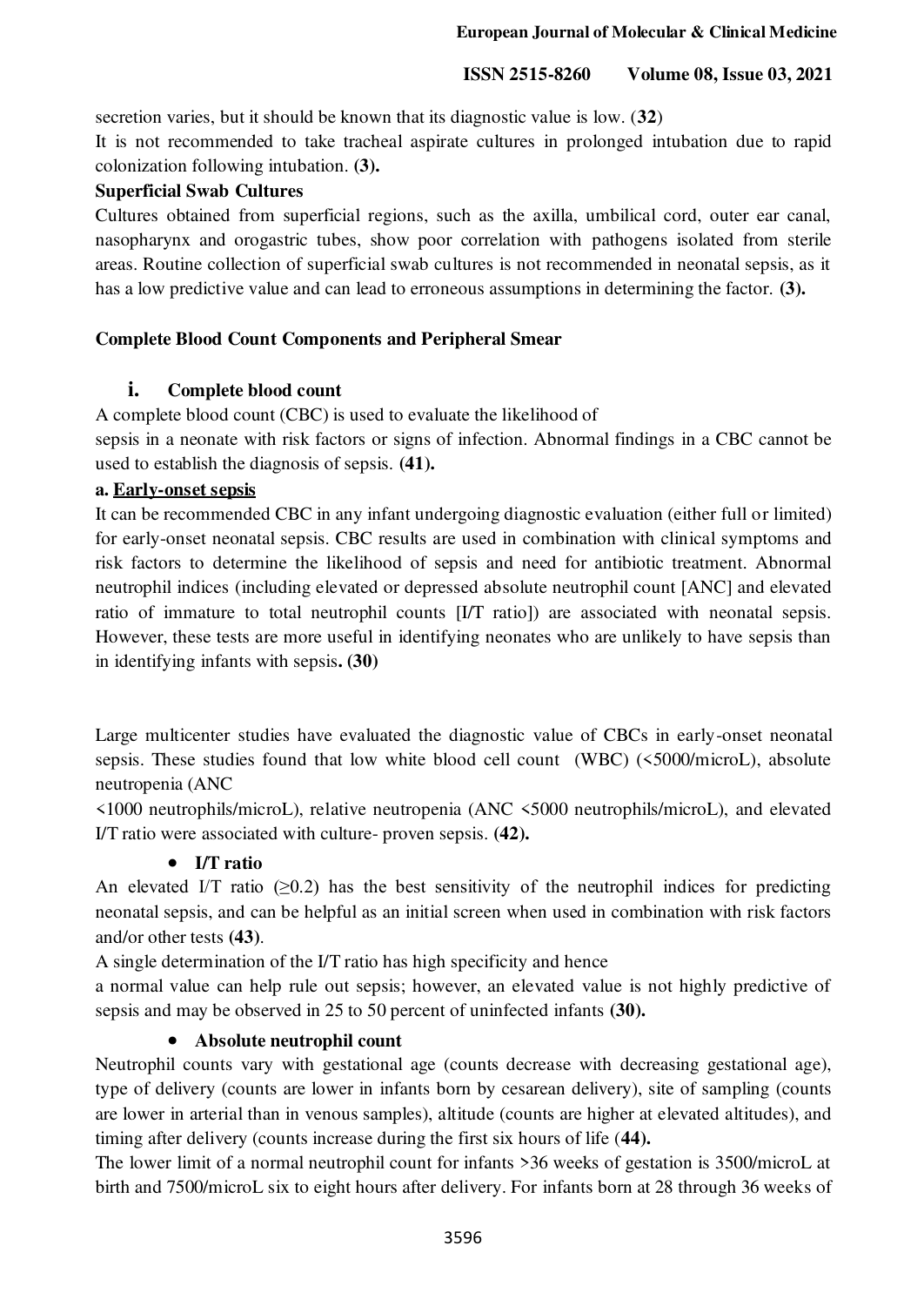secretion varies, but it should be known that its diagnostic value is low. (**32**)

It is not recommended to take tracheal aspirate cultures in prolonged intubation due to rapid colonization following intubation. **(3).**

**Superficial Swab Cultures**

Cultures obtained from superficial regions, such as the axilla, umbilical cord, outer ear canal, nasopharynx and orogastric tubes, show poor correlation with pathogens isolated from sterile areas. Routine collection of superficial swab cultures is not recommended in neonatal sepsis, as it has a low predictive value and can lead to erroneous assumptions in determining the factor. **(3).**

**Complete Blood Count Components and Peripheral Smear**

**i. Complete blood count**

A complete blood count (CBC) is used to evaluate the likelihood of sepsis in a neonate with risk factors or signs of infection. Abnormal findings in a CBC cannot be used to establish the diagnosis of sepsis. **(41).**

**a. <u>Early-onset sepsis</u>**

It can be recommended CBC in any infant undergoing diagnostic evaluation (either full or limited) for early-onset neonatal sepsis. CBC results are used in combination with clinical symptoms and risk factors to determine the likelihood of sepsis and need for antibiotic treatment. Abnormal neutrophil indices (including elevated or depressed absolute neutrophil count [ANC] and elevated ratio of immature to total neutrophil counts [I/T ratio]) are associated with neonatal sepsis. However, these tests are more useful in identifying neonates who are unlikely to have sepsis than in identifying infants with sepsis**. (30)**

Large multicenter studies have evaluated the diagnostic value of CBCs in early-onset neonatal sepsis. These studies found that low white blood cell count (WBC) (<5000/microL), absolute neutropenia (ANC <1000 neutrophils/microL), relative neutropenia (ANC <5000 neutrophils/microL), and elevated I/T ratio were associated with culture- proven sepsis. **(42).**

- **I/T ratio**

An elevated I/T ratio ($\geq$0.2) has the best sensitivity of the neutrophil indices for predicting neonatal sepsis, and can be helpful as an initial screen when used in combination with risk factors and/or other tests **(43)**.

A single determination of the I/T ratio has high specificity and hence a normal value can help rule out sepsis; however, an elevated value is not highly predictive of sepsis and may be observed in 25 to 50 percent of uninfected infants **(30).**

- **Absolute neutrophil count**

Neutrophil counts vary with gestational age (counts decrease with decreasing gestational age), type of delivery (counts are lower in infants born by cesarean delivery), site of sampling (counts are lower in arterial than in venous samples), altitude (counts are higher at elevated altitudes), and timing after delivery (counts increase during the first six hours of life (**44).**

The lower limit of a normal neutrophil count for infants >36 weeks of gestation is 3500/microL at birth and 7500/microL six to eight hours after delivery. For infants born at 28 through 36 weeks of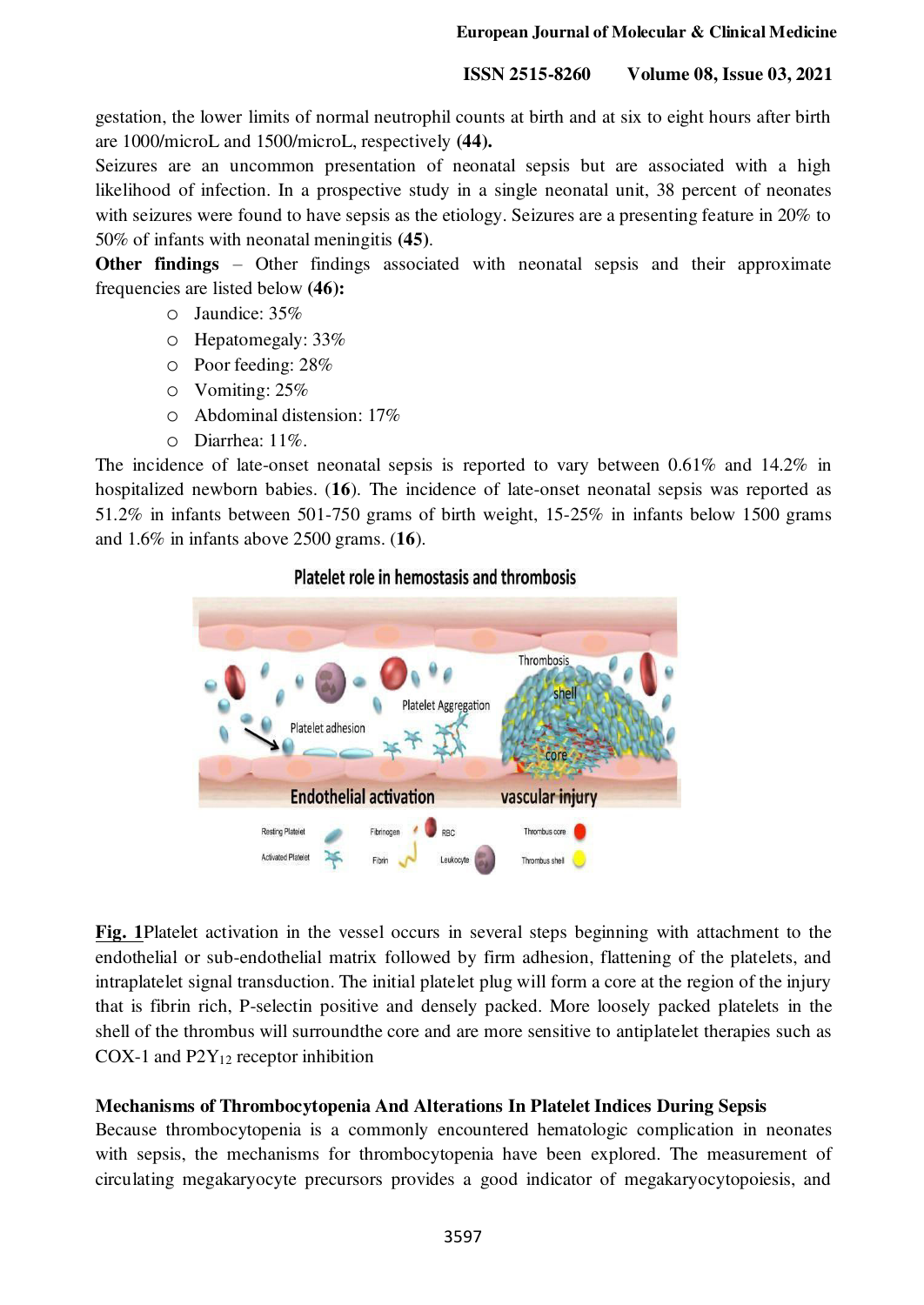gestation, the lower limits of normal neutrophil counts at birth and at six to eight hours after birth are 1000/microL and 1500/microL, respectively **(44).**

Seizures are an uncommon presentation of neonatal sepsis but are associated with a high likelihood of infection. In a prospective study in a single neonatal unit, 38 percent of neonates with seizures were found to have sepsis as the etiology. Seizures are a presenting feature in 20% to 50% of infants with neonatal meningitis **(45)**.

**Other findings** – Other findings associated with neonatal sepsis and their approximate frequencies are listed below **(46):**

- Jaundice: 35%
- Hepatomegaly: 33%
- Poor feeding: 28%
- Vomiting: 25%
- Abdominal distension: 17%
- Diarrhea: 11%.

The incidence of late-onset neonatal sepsis is reported to vary between 0.61% and 14.2% in hospitalized newborn babies. (**16**). The incidence of late-onset neonatal sepsis was reported as 51.2% in infants between 501-750 grams of birth weight, 15-25% in infants below 1500 grams and 1.6% in infants above 2500 grams. (**16**).

**Fig. 1** Platelet activation in the vessel occurs in several steps beginning with attachment to the endothelial or sub-endothelial matrix followed by firm adhesion, flattening of the platelets, and intraplatelet signal transduction. The initial platelet plug will form a core at the region of the injury that is fibrin rich, P-selectin positive and densely packed. More loosely packed platelets in the shell of the thrombus will surroundthe core and are more sensitive to antiplatelet therapies such as COX-1 and $P2Y_{12}$ receptor inhibition

**Mechanisms of Thrombocytopenia And Alterations In Platelet Indices During Sepsis**

Because thrombocytopenia is a commonly encountered hematologic complication in neonates with sepsis, the mechanisms for thrombocytopenia have been explored. The measurement of circulating megakaryocyte precursors provides a good indicator of megakaryocytopoiesis, and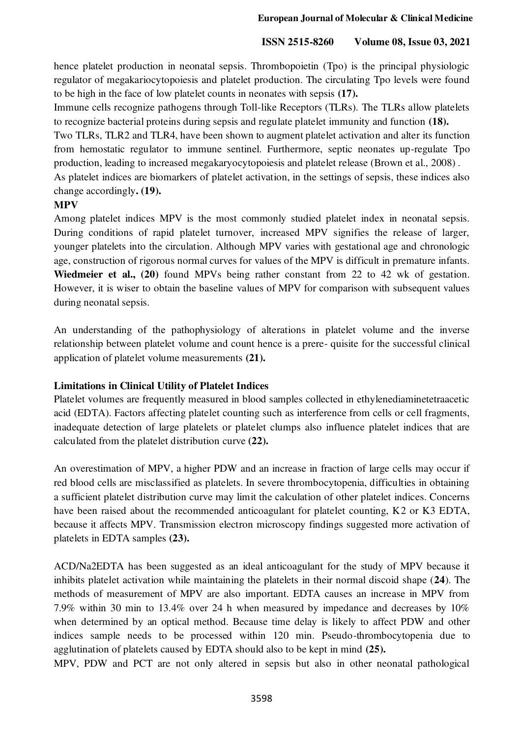hence platelet production in neonatal sepsis. Thrombopoietin (Tpo) is the principal physiologic regulator of megakariocytopoiesis and platelet production. The circulating Tpo levels were found to be high in the face of low platelet counts in neonates with sepsis **(17).**

Immune cells recognize pathogens through Toll-like Receptors (TLRs). The TLRs allow platelets to recognize bacterial proteins during sepsis and regulate platelet immunity and function **(18).**

Two TLRs, TLR2 and TLR4, have been shown to augment platelet activation and alter its function from hemostatic regulator to immune sentinel. Furthermore, septic neonates up-regulate Tpo production, leading to increased megakaryocytopoiesis and platelet release (Brown et al., 2008) .

As platelet indices are biomarkers of platelet activation, in the settings of sepsis, these indices also change accordingly**. (19).**

**MPV**

Among platelet indices MPV is the most commonly studied platelet index in neonatal sepsis. During conditions of rapid platelet turnover, increased MPV signifies the release of larger, younger platelets into the circulation. Although MPV varies with gestational age and chronologic age, construction of rigorous normal curves for values of the MPV is difficult in premature infants. **Wiedmeier et al., (20)** found MPVs being rather constant from 22 to 42 wk of gestation. However, it is wiser to obtain the baseline values of MPV for comparison with subsequent values during neonatal sepsis.

An understanding of the pathophysiology of alterations in platelet volume and the inverse relationship between platelet volume and count hence is a prere- quisite for the successful clinical application of platelet volume measurements **(21).**

**Limitations in Clinical Utility of Platelet Indices**

Platelet volumes are frequently measured in blood samples collected in ethylenediaminetetraacetic acid (EDTA). Factors affecting platelet counting such as interference from cells or cell fragments, inadequate detection of large platelets or platelet clumps also influence platelet indices that are calculated from the platelet distribution curve **(22).**

An overestimation of MPV, a higher PDW and an increase in fraction of large cells may occur if red blood cells are misclassified as platelets. In severe thrombocytopenia, difficulties in obtaining a sufficient platelet distribution curve may limit the calculation of other platelet indices. Concerns have been raised about the recommended anticoagulant for platelet counting, K2 or K3 EDTA, because it affects MPV. Transmission electron microscopy findings suggested more activation of platelets in EDTA samples **(23).**

ACD/Na2EDTA has been suggested as an ideal anticoagulant for the study of MPV because it inhibits platelet activation while maintaining the platelets in their normal discoid shape (**24**). The methods of measurement of MPV are also important. EDTA causes an increase in MPV from 7.9% within 30 min to 13.4% over 24 h when measured by impedance and decreases by 10% when determined by an optical method. Because time delay is likely to affect PDW and other indices sample needs to be processed within 120 min. Pseudo-thrombocytopenia due to agglutination of platelets caused by EDTA should also to be kept in mind **(25).**

MPV, PDW and PCT are not only altered in sepsis but also in other neonatal pathological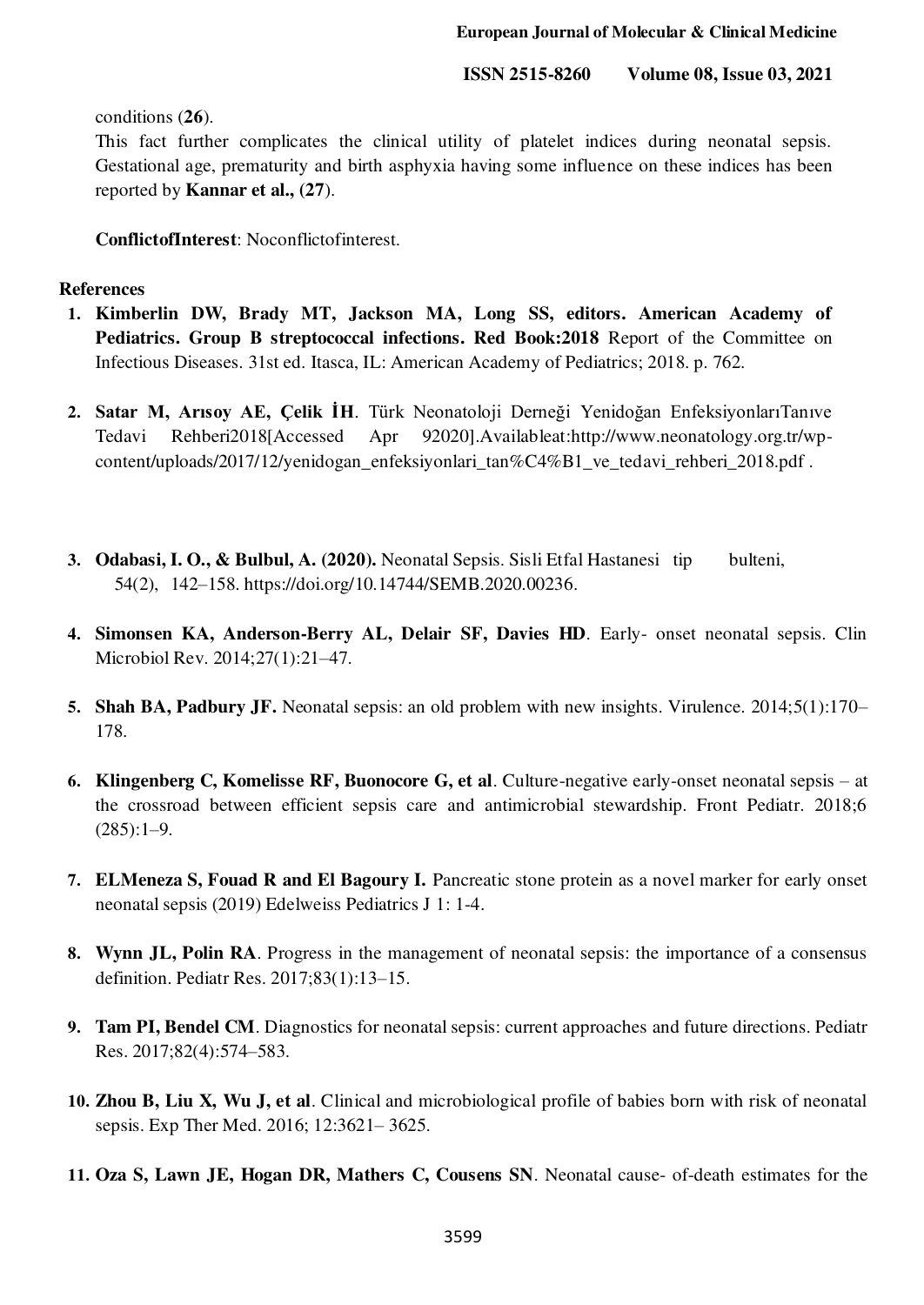conditions (**26**).

This fact further complicates the clinical utility of platelet indices during neonatal sepsis. Gestational age, prematurity and birth asphyxia having some influence on these indices has been reported by **Kannar et al., (27**).

**ConflictofInterest**: Noconflictofinterest.

## References

1. **Kimberlin DW, Brady MT, Jackson MA, Long SS, editors. American Academy of Pediatrics. Group B streptococcal infections. Red Book:2018** Report of the Committee on Infectious Diseases. 31st ed. Itasca, IL: American Academy of Pediatrics; 2018. p. 762.

2. **Satar M, Arısoy AE, Çelik İH**. Türk Neonatoloji Derneği Yenidoğan EnfeksiyonlarıTanıve Tedavi Rehberi2018[Accessed Apr 92020].Availableat:http://www.neonatology.org.tr/wp-content/uploads/2017/12/yenidogan_enfeksiyonlari_tan%C4%B1_ve_tedavi_rehberi_2018.pdf .

3. **Odabasi, I. O., & Bulbul, A. (2020).** Neonatal Sepsis. Sisli Etfal Hastanesi tip bulteni, 54(2), 142–158. https://doi.org/10.14744/SEMB.2020.00236.

4. **Simonsen KA, Anderson-Berry AL, Delair SF, Davies HD**. Early- onset neonatal sepsis. Clin Microbiol Rev. 2014;27(1):21–47.

5. **Shah BA, Padbury JF.** Neonatal sepsis: an old problem with new insights. Virulence. 2014;5(1):170–178.

6. **Klingenberg C, Komelisse RF, Buonocore G, et al**. Culture-negative early-onset neonatal sepsis – at the crossroad between efficient sepsis care and antimicrobial stewardship. Front Pediatr. 2018;6 (285):1–9.

7. **ELMeneza S, Fouad R and El Bagoury I.** Pancreatic stone protein as a novel marker for early onset neonatal sepsis (2019) Edelweiss Pediatrics J 1: 1-4.

8. **Wynn JL, Polin RA**. Progress in the management of neonatal sepsis: the importance of a consensus definition. Pediatr Res. 2017;83(1):13–15.

9. **Tam PI, Bendel CM**. Diagnostics for neonatal sepsis: current approaches and future directions. Pediatr Res. 2017;82(4):574–583.

10. **Zhou B, Liu X, Wu J, et al**. Clinical and microbiological profile of babies born with risk of neonatal sepsis. Exp Ther Med. 2016; 12:3621– 3625.

11. **Oza S, Lawn JE, Hogan DR, Mathers C, Cousens SN**. Neonatal cause- of-death estimates for the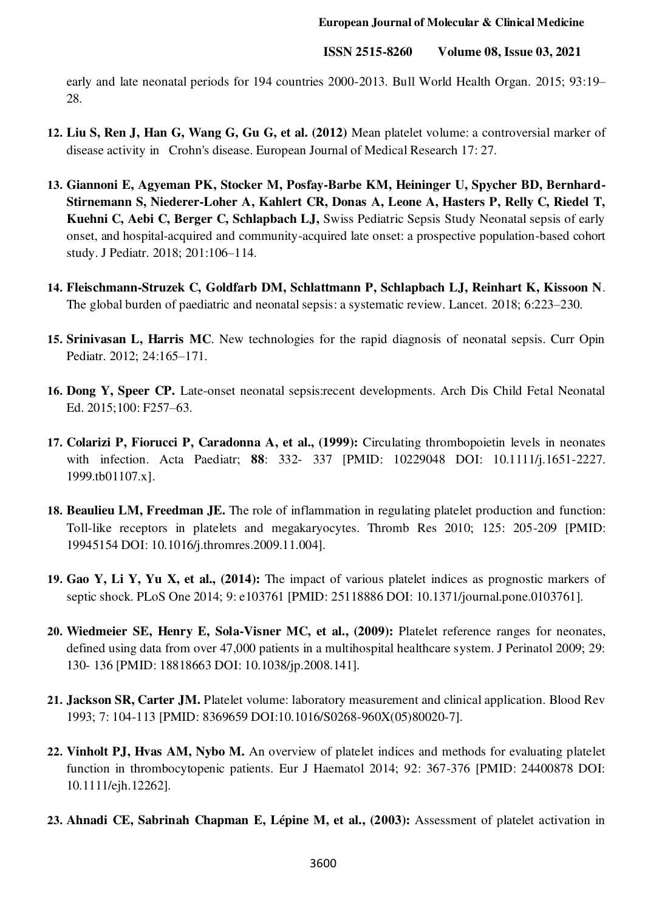early and late neonatal periods for 194 countries 2000-2013. Bull World Health Organ. 2015; 93:19–28.

12. **Liu S, Ren J, Han G, Wang G, Gu G, et al. (2012)** Mean platelet volume: a controversial marker of disease activity in Crohn's disease. European Journal of Medical Research 17: 27.

13. **Giannoni E, Agyeman PK, Stocker M, Posfay-Barbe KM, Heininger U, Spycher BD, Bernhard-Stirnemann S, Niederer-Loher A, Kahlert CR, Donas A, Leone A, Hasters P, Relly C, Riedel T, Kuehni C, Aebi C, Berger C, Schlapbach LJ,** Swiss Pediatric Sepsis Study Neonatal sepsis of early onset, and hospital-acquired and community-acquired late onset: a prospective population-based cohort study. J Pediatr. 2018; 201:106–114.

14. **Fleischmann-Struzek C, Goldfarb DM, Schlattmann P, Schlapbach LJ, Reinhart K, Kissoon N**. The global burden of paediatric and neonatal sepsis: a systematic review. Lancet. 2018; 6:223–230.

15. **Srinivasan L, Harris MC**. New technologies for the rapid diagnosis of neonatal sepsis. Curr Opin Pediatr. 2012; 24:165–171.

16. **Dong Y, Speer CP.** Late-onset neonatal sepsis:recent developments. Arch Dis Child Fetal Neonatal Ed. 2015;100: F257–63.

17. **Colarizi P, Fiorucci P, Caradonna A, et al., (1999):** Circulating thrombopoietin levels in neonates with infection. Acta Paediatr; **88**: 332- 337 [PMID: 10229048 DOI: 10.1111/j.1651-2227. 1999.tb01107.x].

18. **Beaulieu LM, Freedman JE.** The role of inflammation in regulating platelet production and function: Toll-like receptors in platelets and megakaryocytes. Thromb Res 2010; 125: 205-209 [PMID: 19945154 DOI: 10.1016/j.thromres.2009.11.004].

19. **Gao Y, Li Y, Yu X, et al., (2014):** The impact of various platelet indices as prognostic markers of septic shock. PLoS One 2014; 9: e103761 [PMID: 25118886 DOI: 10.1371/journal.pone.0103761].

20. **Wiedmeier SE, Henry E, Sola-Visner MC, et al., (2009):** Platelet reference ranges for neonates, defined using data from over 47,000 patients in a multihospital healthcare system. J Perinatol 2009; 29: 130- 136 [PMID: 18818663 DOI: 10.1038/jp.2008.141].

21. **Jackson SR, Carter JM.** Platelet volume: laboratory measurement and clinical application. Blood Rev 1993; 7: 104-113 [PMID: 8369659 DOI:10.1016/S0268-960X(05)80020-7].

22. **Vinholt PJ, Hvas AM, Nybo M.** An overview of platelet indices and methods for evaluating platelet function in thrombocytopenic patients. Eur J Haematol 2014; 92: 367-376 [PMID: 24400878 DOI: 10.1111/ejh.12262].

23. **Ahnadi CE, Sabrinah Chapman E, Lépine M, et al., (2003):** Assessment of platelet activation in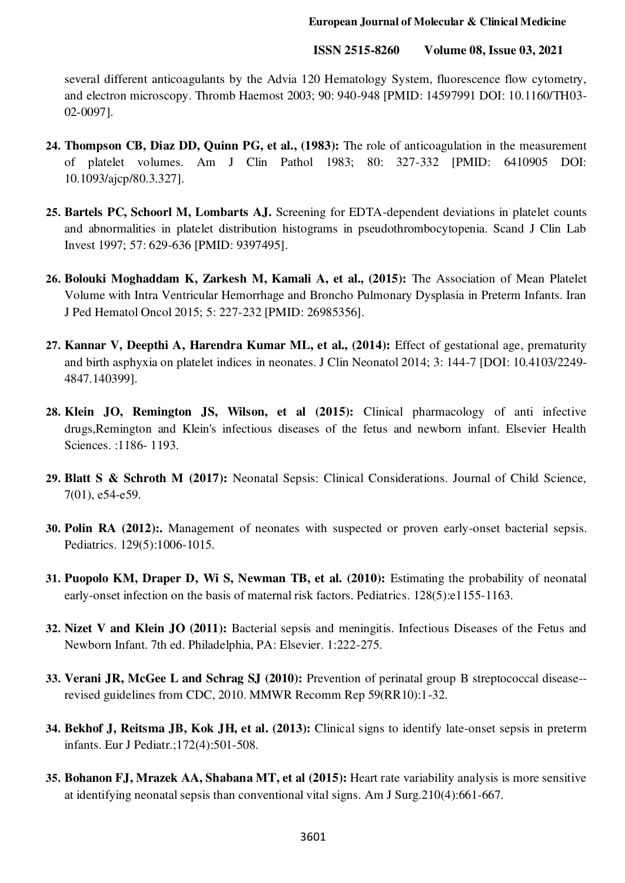several different anticoagulants by the Advia 120 Hematology System, fluorescence flow cytometry, and electron microscopy. Thromb Haemost 2003; 90: 940-948 [PMID: 14597991 DOI: 10.1160/TH03-02-0097].

24. **Thompson CB, Diaz DD, Quinn PG, et al., (1983):** The role of anticoagulation in the measurement of platelet volumes. Am J Clin Pathol 1983; 80: 327-332 [PMID: 6410905 DOI: 10.1093/ajcp/80.3.327].

25. **Bartels PC, Schoorl M, Lombarts AJ.** Screening for EDTA-dependent deviations in platelet counts and abnormalities in platelet distribution histograms in pseudothrombocytopenia. Scand J Clin Lab Invest 1997; 57: 629-636 [PMID: 9397495].

26. **Bolouki Moghaddam K, Zarkesh M, Kamali A, et al., (2015):** The Association of Mean Platelet Volume with Intra Ventricular Hemorrhage and Broncho Pulmonary Dysplasia in Preterm Infants. Iran J Ped Hematol Oncol 2015; 5: 227-232 [PMID: 26985356].

27. **Kannar V, Deepthi A, Harendra Kumar ML, et al., (2014):** Effect of gestational age, prematurity and birth asphyxia on platelet indices in neonates. J Clin Neonatol 2014; 3: 144-7 [DOI: 10.4103/2249-4847.140399].

28. **Klein JO, Remington JS, Wilson, et al (2015):** Clinical pharmacology of anti infective drugs,Remington and Klein's infectious diseases of the fetus and newborn infant. Elsevier Health Sciences. :1186- 1193.

29. **Blatt S & Schroth M (2017):** Neonatal Sepsis: Clinical Considerations. Journal of Child Science, 7(01), e54-e59.

30. **Polin RA (2012):.** Management of neonates with suspected or proven early-onset bacterial sepsis. Pediatrics. 129(5):1006-1015.

31. **Puopolo KM, Draper D, Wi S, Newman TB, et al. (2010):** Estimating the probability of neonatal early-onset infection on the basis of maternal risk factors. Pediatrics. 128(5):e1155-1163.

32. **Nizet V and Klein JO (2011):** Bacterial sepsis and meningitis. Infectious Diseases of the Fetus and Newborn Infant. 7th ed. Philadelphia, PA: Elsevier. 1:222-275.

33. **Verani JR, McGee L and Schrag SJ (2010):** Prevention of perinatal group B streptococcal disease--revised guidelines from CDC, 2010. MMWR Recomm Rep 59(RR10):1-32.

34. **Bekhof J, Reitsma JB, Kok JH, et al. (2013):** Clinical signs to identify late-onset sepsis in preterm infants. Eur J Pediatr.;172(4):501-508.

35. **Bohanon FJ, Mrazek AA, Shabana MT, et al (2015):** Heart rate variability analysis is more sensitive at identifying neonatal sepsis than conventional vital signs. Am J Surg.210(4):661-667.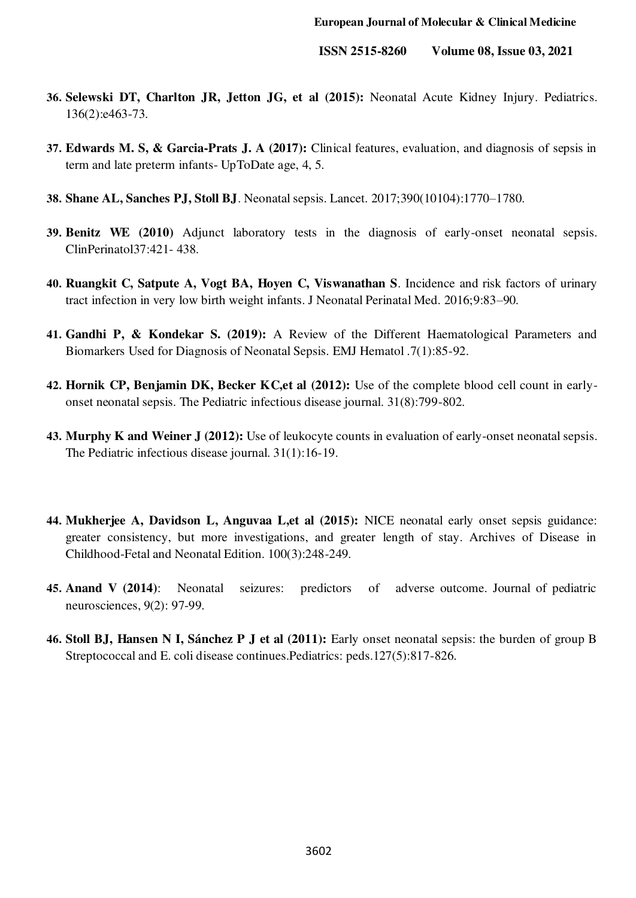36. **Selewski DT, Charlton JR, Jetton JG, et al (2015):** Neonatal Acute Kidney Injury. Pediatrics. 136(2):e463-73.

37. **Edwards M. S, & Garcia-Prats J. A (2017):** Clinical features, evaluation, and diagnosis of sepsis in term and late preterm infants- UpToDate age, 4, 5.

38. **Shane AL, Sanches PJ, Stoll BJ**. Neonatal sepsis. Lancet. 2017;390(10104):1770–1780.

39. **Benitz WE (2010)** Adjunct laboratory tests in the diagnosis of early-onset neonatal sepsis. ClinPerinatol37:421- 438.

40. **Ruangkit C, Satpute A, Vogt BA, Hoyen C, Viswanathan S**. Incidence and risk factors of urinary tract infection in very low birth weight infants. J Neonatal Perinatal Med. 2016;9:83–90.

41. **Gandhi P, & Kondekar S. (2019):** A Review of the Different Haematological Parameters and Biomarkers Used for Diagnosis of Neonatal Sepsis. EMJ Hematol .7(1):85-92.

42. **Hornik CP, Benjamin DK, Becker KC,et al (2012):** Use of the complete blood cell count in early-onset neonatal sepsis. The Pediatric infectious disease journal. 31(8):799-802.

43. **Murphy K and Weiner J (2012):** Use of leukocyte counts in evaluation of early-onset neonatal sepsis. The Pediatric infectious disease journal. 31(1):16-19.

44. **Mukherjee A, Davidson L, Anguvaa L,et al (2015):** NICE neonatal early onset sepsis guidance: greater consistency, but more investigations, and greater length of stay. Archives of Disease in Childhood-Fetal and Neonatal Edition. 100(3):248-249.

45. **Anand V (2014)**: Neonatal seizures: predictors of adverse outcome. Journal of pediatric neurosciences, 9(2): 97-99.

46. **Stoll BJ, Hansen N I, Sánchez P J et al (2011):** Early onset neonatal sepsis: the burden of group B Streptococcal and E. coli disease continues.Pediatrics: peds.127(5):817-826.